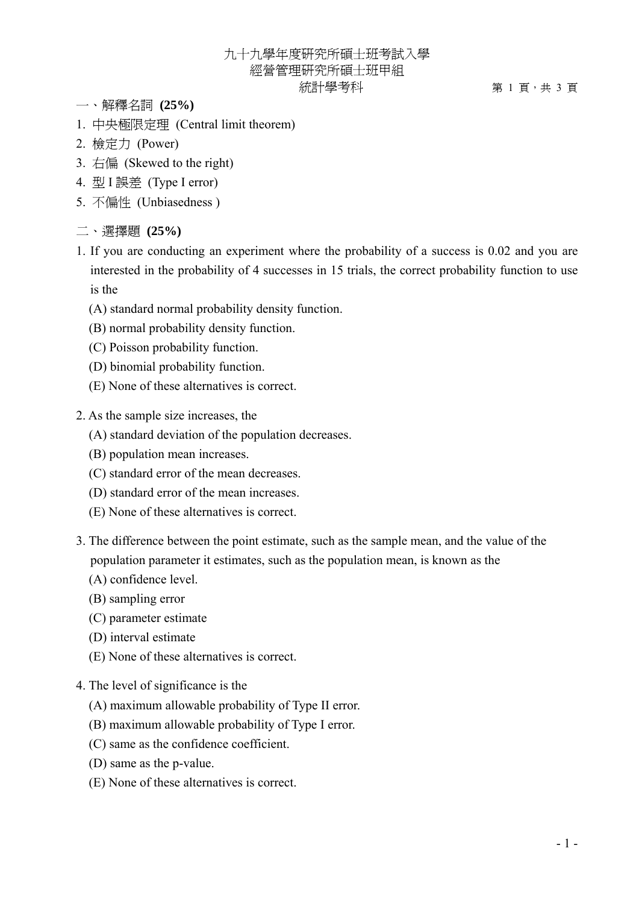九十九學年度研究所碩士班考試入學
經營管理研究所碩士班甲組
統計學考科

## 一、解釋名詞 **(25%)**

1. 中央極限定理 (Central limit theorem)
2. 檢定力 (Power)
3. 右偏 (Skewed to the right)
4. 型 I 誤差 (Type I error)
5. 不偏性 (Unbiasedness )

## 二、選擇題 **(25%)**

1. If you are conducting an experiment where the probability of a success is 0.02 and you are interested in the probability of 4 successes in 15 trials, the correct probability function to use is the
   (A) standard normal probability density function.
   (B) normal probability density function.
   (C) Poisson probability function.
   (D) binomial probability function.
   (E) None of these alternatives is correct.

2. As the sample size increases, the
   (A) standard deviation of the population decreases.
   (B) population mean increases.
   (C) standard error of the mean decreases.
   (D) standard error of the mean increases.
   (E) None of these alternatives is correct.

3. The difference between the point estimate, such as the sample mean, and the value of the population parameter it estimates, such as the population mean, is known as the
   (A) confidence level.
   (B) sampling error
   (C) parameter estimate
   (D) interval estimate
   (E) None of these alternatives is correct.

4. The level of significance is the
   (A) maximum allowable probability of Type II error.
   (B) maximum allowable probability of Type I error.
   (C) same as the confidence coefficient.
   (D) same as the p-value.
   (E) None of these alternatives is correct.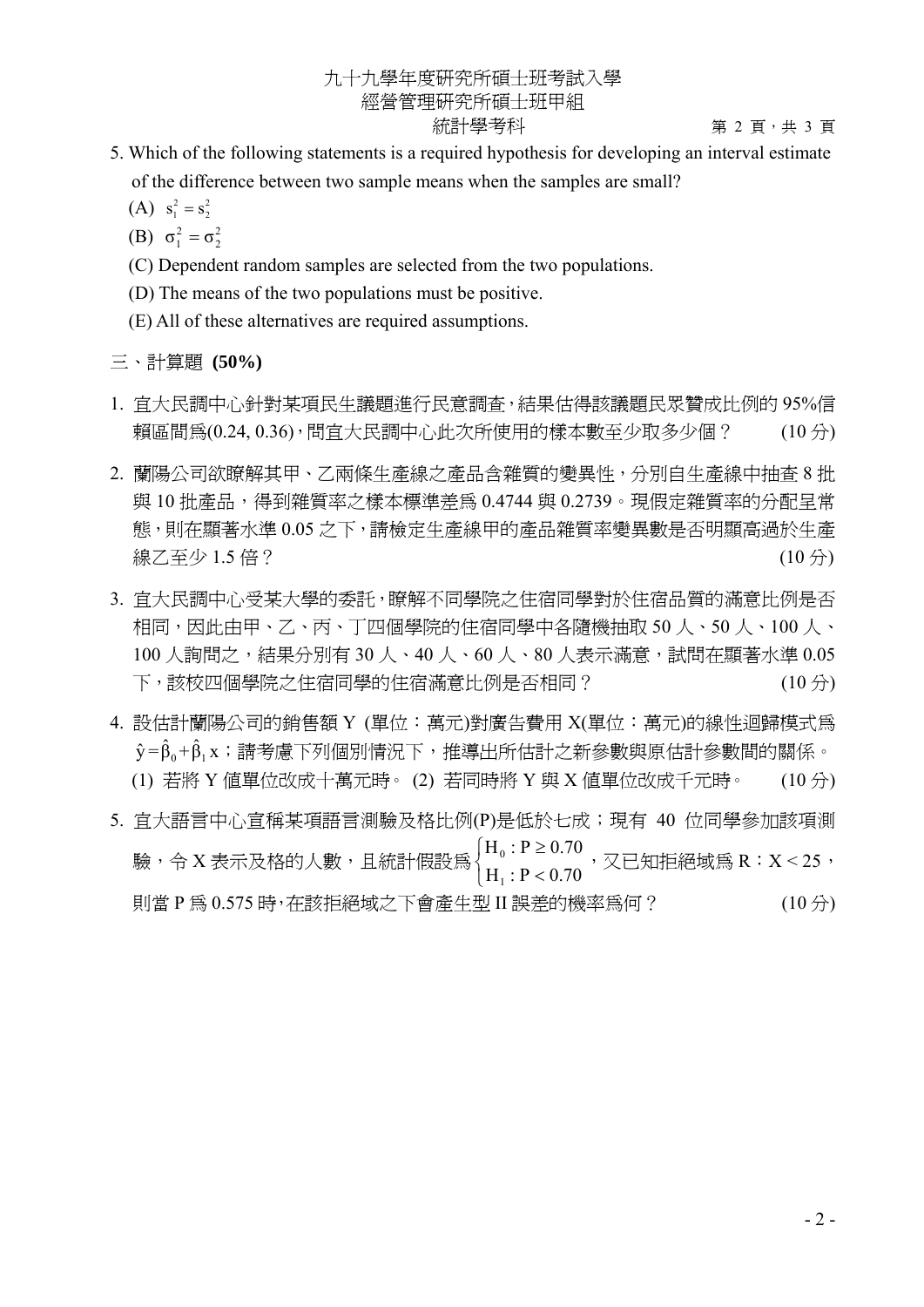5. Which of the following statements is a required hypothesis for developing an interval estimate of the difference between two sample means when the samples are small?

   (A) $s_1^2 = s_2^2$

   (B) $\sigma_1^2 = \sigma_2^2$

   (C) Dependent random samples are selected from the two populations.

   (D) The means of the two populations must be positive.

   (E) All of these alternatives are required assumptions.

三、計算題 **(50%)**

1. 宜大民調中心針對某項民生議題進行民意調查，結果估得該議題民眾贊成比例的 95%信賴區間為(0.24, 0.36)，問宜大民調中心此次所使用的樣本數至少取多少個？ (10 分)

2. 蘭陽公司欲瞭解其甲、乙兩條生產線之產品含雜質的變異性，分別自生產線中抽查 8 批與 10 批產品，得到雜質率之樣本標準差為 0.4744 與 0.2739。現假定雜質率的分配呈常態，則在顯著水準 0.05 之下，請檢定生產線甲的產品雜質率變異數是否明顯高過於生產線乙至少 1.5 倍？ (10 分)

3. 宜大民調中心受某大學的委託，瞭解不同學院之住宿同學對於住宿品質的滿意比例是否相同，因此由甲、乙、丙、丁四個學院的住宿同學中各隨機抽取 50 人、50 人、100 人、100 人詢問之，結果分別有 30 人、40 人、60 人、80 人表示滿意，試問在顯著水準 0.05 下，該校四個學院之住宿同學的住宿滿意比例是否相同？ (10 分)

4. 設估計蘭陽公司的銷售額 Y (單位：萬元)對廣告費用 X(單位：萬元)的線性迴歸模式為 $\hat{y} = \hat{\beta}_0 + \hat{\beta}_1 x$；請考慮下列個別情況下，推導出所估計之新參數與原估計參數間的關係。
   (1) 若將 Y 值單位改成十萬元時。 (2) 若同時將 Y 與 X 值單位改成千元時。 (10 分)

5. 宜大語言中心宣稱某項語言測驗及格比例(P)是低於七成；現有 40 位同學參加該項測驗，令 X 表示及格的人數，且統計假設為 $\begin{cases} H_0: P \geq 0.70 \\ H_1: P < 0.70 \end{cases}$，又已知拒絕域為 R：$X < 25$，則當 P 為 0.575 時，在該拒絕域之下會產生型 II 誤差的機率為何？ (10 分)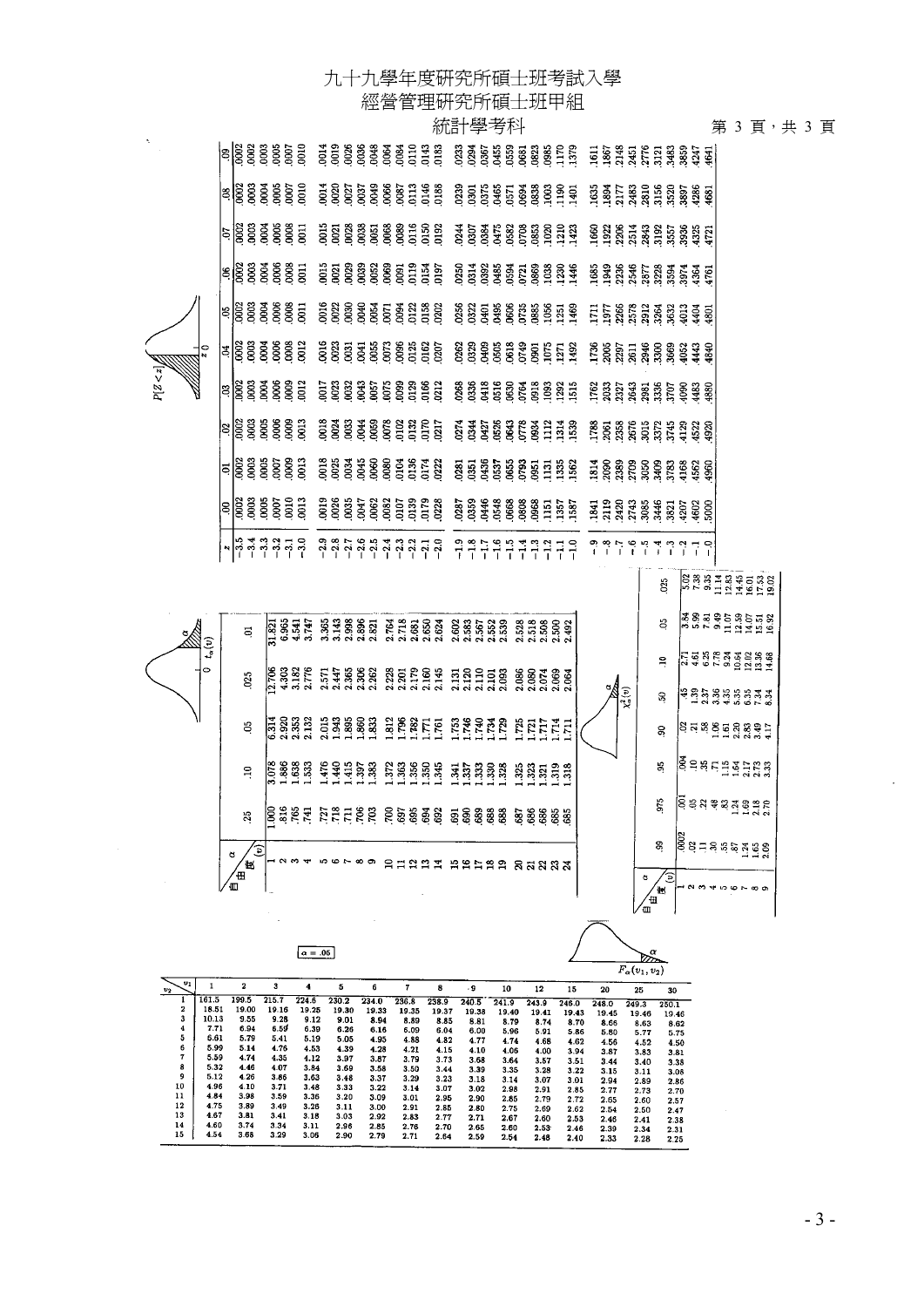$P[Z < z]$

| $z$ | .00 | .01 | .02 | .03 | .04 | .05 | .06 | .07 | .08 | .09 |
|---|---|---|---|---|---|---|---|---|---|---|
| −3.5 | .0002 | .0002 | .0002 | .0002 | .0002 | .0002 | .0002 | .0002 | .0002 | .0002 |
| −3.4 | .0003 | .0003 | .0003 | .0003 | .0003 | .0003 | .0003 | .0003 | .0003 | .0002 |
| −3.3 | .0005 | .0005 | .0005 | .0004 | .0004 | .0004 | .0004 | .0004 | .0004 | .0003 |
| −3.2 | .0007 | .0007 | .0006 | .0006 | .0006 | .0006 | .0006 | .0005 | .0005 | .0005 |
| −3.1 | .0010 | .0009 | .0009 | .0009 | .0008 | .0008 | .0008 | .0008 | .0007 | .0007 |
| −3.0 | .0013 | .0013 | .0013 | .0012 | .0012 | .0011 | .0011 | .0011 | .0010 | .0010 |
| −2.9 | .0019 | .0018 | .0018 | .0017 | .0016 | .0016 | .0015 | .0015 | .0014 | .0014 |
| −2.8 | .0026 | .0025 | .0024 | .0023 | .0023 | .0022 | .0021 | .0021 | .0020 | .0019 |
| −2.7 | .0035 | .0034 | .0033 | .0032 | .0031 | .0030 | .0029 | .0028 | .0027 | .0026 |
| −2.6 | .0047 | .0045 | .0044 | .0043 | .0041 | .0040 | .0039 | .0038 | .0037 | .0036 |
| −2.5 | .0062 | .0060 | .0059 | .0057 | .0055 | .0054 | .0052 | .0051 | .0049 | .0048 |
| −2.4 | .0082 | .0080 | .0078 | .0075 | .0073 | .0071 | .0069 | .0068 | .0066 | .0064 |
| −2.3 | .0107 | .0104 | .0102 | .0099 | .0096 | .0094 | .0091 | .0089 | .0087 | .0084 |
| −2.2 | .0139 | .0136 | .0132 | .0129 | .0125 | .0122 | .0119 | .0116 | .0113 | .0110 |
| −2.1 | .0179 | .0174 | .0170 | .0166 | .0162 | .0158 | .0154 | .0150 | .0146 | .0143 |
| −2.0 | .0228 | .0222 | .0217 | .0212 | .0207 | .0202 | .0197 | .0192 | .0188 | .0183 |
| −1.9 | .0287 | .0281 | .0274 | .0268 | .0262 | .0256 | .0250 | .0244 | .0239 | .0233 |
| −1.8 | .0359 | .0351 | .0344 | .0336 | .0329 | .0322 | .0314 | .0307 | .0301 | .0294 |
| −1.7 | .0446 | .0436 | .0427 | .0418 | .0409 | .0401 | .0392 | .0384 | .0375 | .0367 |
| −1.6 | .0548 | .0537 | .0526 | .0516 | .0505 | .0495 | .0485 | .0475 | .0465 | .0455 |
| −1.5 | .0668 | .0655 | .0643 | .0630 | .0618 | .0606 | .0594 | .0582 | .0571 | .0559 |
| −1.4 | .0808 | .0793 | .0778 | .0764 | .0749 | .0735 | .0721 | .0708 | .0694 | .0681 |
| −1.3 | .0968 | .0951 | .0934 | .0918 | .0901 | .0885 | .0869 | .0853 | .0838 | .0823 |
| −1.2 | .1151 | .1131 | .1112 | .1093 | .1075 | .1056 | .1038 | .1020 | .1003 | .0985 |
| −1.1 | .1357 | .1335 | .1314 | .1292 | .1271 | .1251 | .1230 | .1210 | .1190 | .1170 |
| −1.0 | .1587 | .1562 | .1539 | .1515 | .1492 | .1469 | .1446 | .1423 | .1401 | .1379 |
| −.9 | .1841 | .1814 | .1788 | .1762 | .1736 | .1711 | .1685 | .1660 | .1635 | .1611 |
| −.8 | .2119 | .2090 | .2061 | .2033 | .2005 | .1977 | .1949 | .1922 | .1894 | .1867 |
| −.7 | .2420 | .2389 | .2358 | .2327 | .2297 | .2266 | .2236 | .2206 | .2177 | .2148 |
| −.6 | .2743 | .2709 | .2676 | .2643 | .2611 | .2578 | .2546 | .2514 | .2483 | .2451 |
| −.5 | .3085 | .3050 | .3015 | .2981 | .2946 | .2912 | .2877 | .2843 | .2810 | .2776 |
| −.4 | .3446 | .3409 | .3372 | .3336 | .3300 | .3264 | .3228 | .3192 | .3156 | .3121 |
| −.3 | .3821 | .3783 | .3745 | .3707 | .3669 | .3632 | .3594 | .3557 | .3520 | .3483 |
| −.2 | .4207 | .4168 | .4129 | .4090 | .4052 | .4013 | .3974 | .3936 | .3897 | .3859 |
| −.1 | .4602 | .4562 | .4522 | .4483 | .4443 | .4404 | .4364 | .4325 | .4286 | .4247 |
| −.0 | .5000 | .4960 | .4920 | .4880 | .4840 | .4801 | .4761 | .4721 | .4681 | .4641 |

$t_\alpha(v)$

| 自由度 ($v$) \ $\alpha$ | .25 | .10 | .05 | .025 | .01 |
|---|---|---|---|---|---|
| 1 | 1.000 | 3.078 | 6.314 | 12.706 | 31.821 |
| 2 | .816 | 1.886 | 2.920 | 4.303 | 6.965 |
| 3 | .765 | 1.638 | 2.353 | 3.182 | 4.541 |
| 4 | .741 | 1.533 | 2.132 | 2.776 | 3.747 |
| 5 | .727 | 1.476 | 2.015 | 2.571 | 3.365 |
| 6 | .718 | 1.440 | 1.943 | 2.447 | 3.143 |
| 7 | .711 | 1.415 | 1.895 | 2.365 | 2.998 |
| 8 | .706 | 1.397 | 1.860 | 2.306 | 2.896 |
| 9 | .703 | 1.383 | 1.833 | 2.262 | 2.821 |
| 10 | .700 | 1.372 | 1.812 | 2.228 | 2.764 |
| 11 | .697 | 1.363 | 1.796 | 2.201 | 2.718 |
| 12 | .695 | 1.356 | 1.782 | 2.179 | 2.681 |
| 13 | .694 | 1.350 | 1.771 | 2.160 | 2.650 |
| 14 | .692 | 1.345 | 1.761 | 2.145 | 2.624 |
| 15 | .691 | 1.341 | 1.753 | 2.131 | 2.602 |
| 16 | .690 | 1.337 | 1.746 | 2.120 | 2.583 |
| 17 | .689 | 1.333 | 1.740 | 2.110 | 2.567 |
| 18 | .688 | 1.330 | 1.734 | 2.101 | 2.552 |
| 19 | .688 | 1.328 | 1.729 | 2.093 | 2.539 |
| 20 | .687 | 1.325 | 1.725 | 2.086 | 2.528 |
| 21 | .686 | 1.323 | 1.721 | 2.080 | 2.518 |
| 22 | .686 | 1.321 | 1.717 | 2.074 | 2.508 |
| 23 | .685 | 1.319 | 1.714 | 2.069 | 2.500 |
| 24 | .685 | 1.318 | 1.711 | 2.064 | 2.492 |

$\chi^2_\alpha(v)$

| 自由度 ($v$) \ $\alpha$ | .99 | .975 | .95 | .90 | .50 | .10 | .05 | .025 |
|---|---|---|---|---|---|---|---|---|
| 1 | .0002 | .001 | .004 | .02 | .45 | 2.71 | 3.84 | 5.02 |
| 2 | .02 | .05 | .10 | .21 | 1.39 | 4.61 | 5.99 | 7.38 |
| 3 | .11 | .22 | .35 | .58 | 2.37 | 6.25 | 7.81 | 9.35 |
| 4 | .30 | .48 | .71 | 1.06 | 3.36 | 7.78 | 9.49 | 11.14 |
| 5 | .55 | .83 | 1.15 | 1.61 | 4.35 | 9.24 | 11.07 | 12.83 |
| 6 | .87 | 1.24 | 1.64 | 2.20 | 5.35 | 10.64 | 12.59 | 14.45 |
| 7 | 1.24 | 1.69 | 2.17 | 2.83 | 6.35 | 12.02 | 14.07 | 16.01 |
| 8 | 1.65 | 2.18 | 2.73 | 3.49 | 7.34 | 13.36 | 15.51 | 17.53 |
| 9 | 2.09 | 2.70 | 3.33 | 4.17 | 8.34 | 14.68 | 16.92 | 19.02 |

$\alpha = .05$ $\quad F_\alpha(v_1, v_2)$

| $v_2$ \ $v_1$ | 1 | 2 | 3 | 4 | 5 | 6 | 7 | 8 | 9 | 10 | 12 | 15 | 20 | 25 | 30 |
|---|---|---|---|---|---|---|---|---|---|---|---|---|---|---|---|
| 1 | 161.5 | 199.5 | 215.7 | 224.6 | 230.2 | 234.0 | 236.8 | 238.9 | 240.5 | 241.9 | 243.9 | 246.0 | 248.0 | 249.3 | 250.1 |
| 2 | 18.51 | 19.00 | 19.16 | 19.25 | 19.30 | 19.33 | 19.35 | 19.37 | 19.38 | 19.40 | 19.41 | 19.43 | 19.45 | 19.46 | 19.46 |
| 3 | 10.13 | 9.55 | 9.28 | 9.12 | 9.01 | 8.94 | 8.89 | 8.85 | 8.81 | 8.79 | 8.74 | 8.70 | 8.66 | 8.63 | 8.62 |
| 4 | 7.71 | 6.94 | 6.59 | 6.39 | 6.26 | 6.16 | 6.09 | 6.04 | 6.00 | 5.96 | 5.91 | 5.86 | 5.80 | 5.77 | 5.75 |
| 5 | 6.61 | 5.79 | 5.41 | 5.19 | 5.05 | 4.95 | 4.88 | 4.82 | 4.77 | 4.74 | 4.68 | 4.62 | 4.56 | 4.52 | 4.50 |
| 6 | 5.99 | 5.14 | 4.76 | 4.53 | 4.39 | 4.28 | 4.21 | 4.15 | 4.10 | 4.06 | 4.00 | 3.94 | 3.87 | 3.83 | 3.81 |
| 7 | 5.59 | 4.74 | 4.35 | 4.12 | 3.97 | 3.87 | 3.79 | 3.73 | 3.68 | 3.64 | 3.57 | 3.51 | 3.44 | 3.40 | 3.38 |
| 8 | 5.32 | 4.46 | 4.07 | 3.84 | 3.69 | 3.58 | 3.50 | 3.44 | 3.39 | 3.35 | 3.28 | 3.22 | 3.15 | 3.11 | 3.08 |
| 9 | 5.12 | 4.26 | 3.86 | 3.63 | 3.48 | 3.37 | 3.29 | 3.23 | 3.18 | 3.14 | 3.07 | 3.01 | 2.94 | 2.89 | 2.86 |
| 10 | 4.96 | 4.10 | 3.71 | 3.48 | 3.33 | 3.22 | 3.14 | 3.07 | 3.02 | 2.98 | 2.91 | 2.85 | 2.77 | 2.73 | 2.70 |
| 11 | 4.84 | 3.98 | 3.59 | 3.36 | 3.20 | 3.09 | 3.01 | 2.95 | 2.90 | 2.85 | 2.79 | 2.72 | 2.65 | 2.60 | 2.57 |
| 12 | 4.75 | 3.89 | 3.49 | 3.26 | 3.11 | 3.00 | 2.91 | 2.85 | 2.80 | 2.75 | 2.69 | 2.62 | 2.54 | 2.50 | 2.47 |
| 13 | 4.67 | 3.81 | 3.41 | 3.18 | 3.03 | 2.92 | 2.83 | 2.77 | 2.71 | 2.67 | 2.60 | 2.53 | 2.46 | 2.41 | 2.38 |
| 14 | 4.60 | 3.74 | 3.34 | 3.11 | 2.96 | 2.85 | 2.76 | 2.70 | 2.65 | 2.60 | 2.53 | 2.46 | 2.39 | 2.34 | 2.31 |
| 15 | 4.54 | 3.68 | 3.29 | 3.06 | 2.90 | 2.79 | 2.71 | 2.64 | 2.59 | 2.54 | 2.48 | 2.40 | 2.33 | 2.28 | 2.25 |